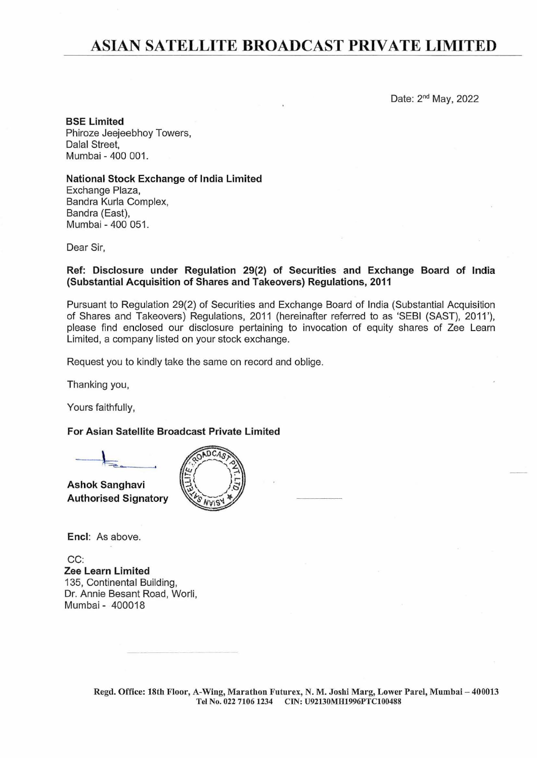# ASIAN SATELLITE BROADCAST PRIVATE LIMITED

Date: 2nd May, 2022

**BSE Limited**
Phiroze Jeejeebhoy Towers,
Dalal Street,
Mumbai - 400 001.

**National Stock Exchange of India Limited**
Exchange Plaza,
Bandra Kurla Complex,
Bandra (East),
Mumbai - 400 051.

Dear Sir,

**Ref: Disclosure under Regulation 29(2) of Securities and Exchange Board of India (Substantial Acquisition of Shares and Takeovers) Regulations, 2011**

Pursuant to Regulation 29(2) of Securities and Exchange Board of India (Substantial Acquisition of Shares and Takeovers) Regulations, 2011 (hereinafter referred to as 'SEBI (SAST), 2011'), please find enclosed our disclosure pertaining to invocation of equity shares of Zee Learn Limited, a company listed on your stock exchange.

Request you to kindly take the same on record and oblige.

Thanking you,

Yours faithfully,

**For Asian Satellite Broadcast Private Limited**

**Ashok Sanghavi**
**Authorised Signatory**

**Encl**: As above.

CC:
**Zee Learn Limited**
135, Continental Building,
Dr. Annie Besant Road, Worli,
Mumbai - 400018

Regd. Office: 18th Floor, A-Wing, Marathon Futurex, N. M. Joshi Marg, Lower Parel, Mumbai – 400013
Tel No. 022 7106 1234 CIN: U92130MH1996PTC100488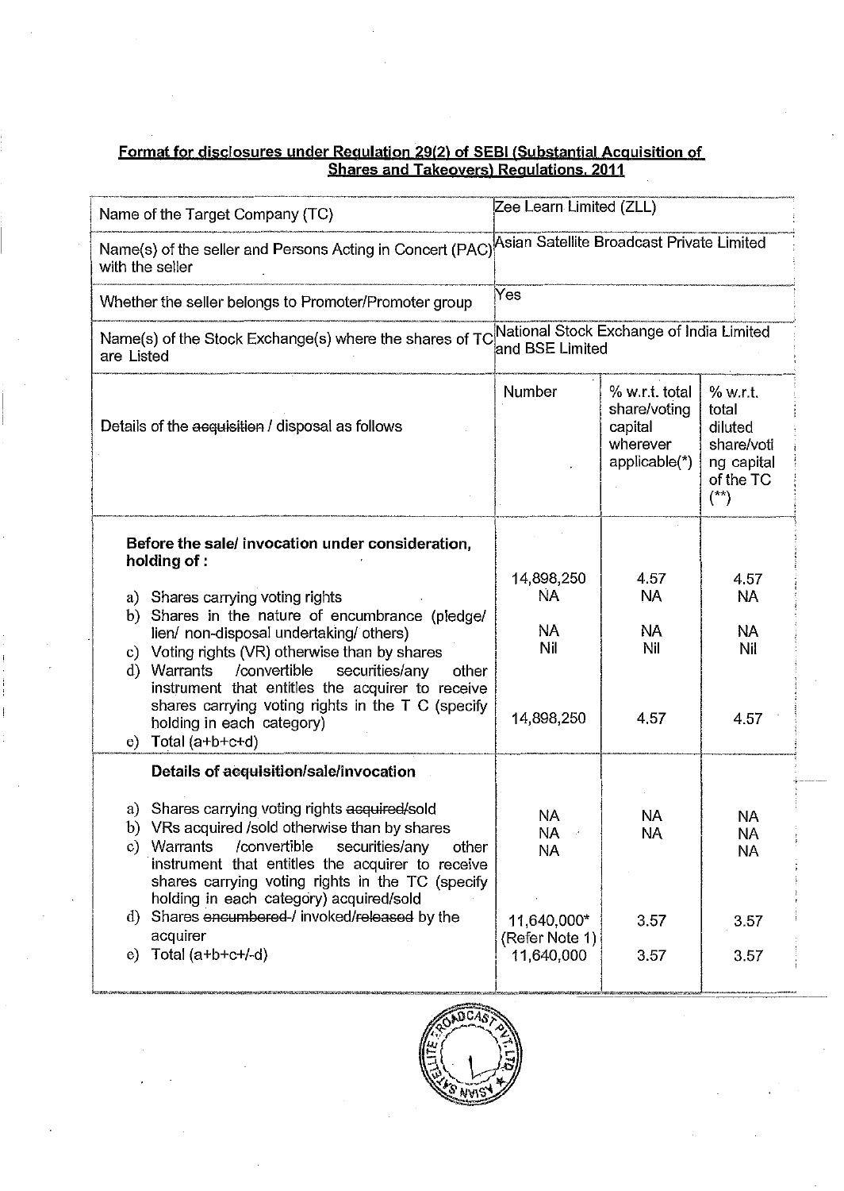**Format for disclosures under Regulation 29(2) of SEBI (Substantial Acquisition of Shares and Takeovers) Regulations, 2011**

| | | | |
|---|---|---|---|
| Name of the Target Company (TC) | Zee Learn Limited (ZLL) | | |
| Name(s) of the seller and Persons Acting in Concert (PAC) with the seller | Asian Satellite Broadcast Private Limited | | |
| Whether the seller belongs to Promoter/Promoter group | Yes | | |
| Name(s) of the Stock Exchange(s) where the shares of TC are Listed | National Stock Exchange of India Limited and BSE Limited | | |
| Details of the ~~acquisition~~ / disposal as follows | Number | % w.r.t. total share/voting capital wherever applicable(*) | % w.r.t. total diluted share/voting capital of the TC (**) |
| **Before the sale/ invocation under consideration, holding of :** | | | |
| a) Shares carrying voting rights | 14,898,250 | 4.57 | 4.57 |
| b) Shares in the nature of encumbrance (pledge/ lien/ non-disposal undertaking/ others) | NA | NA | NA |
| c) Voting rights (VR) otherwise than by shares | NA | NA | NA |
| d) Warrants /convertible securities/any other instrument that entitles the acquirer to receive shares carrying voting rights in the T C (specify holding in each category) | Nil | Nil | Nil |
| e) Total (a+b+c+d) | 14,898,250 | 4.57 | 4.57 |
| **Details of ~~acquisition~~/sale/invocation** | | | |
| a) Shares carrying voting rights ~~acquired/~~sold | NA | NA | NA |
| b) VRs acquired /sold otherwise than by shares | NA | NA | NA |
| c) Warrants /convertible securities/any other instrument that entitles the acquirer to receive shares carrying voting rights in the TC (specify holding in each category) acquired/sold | NA | | NA |
| d) Shares ~~encumbered~~ / invoked/~~released~~ by the acquirer | 11,640,000* (Refer Note 1) | 3.57 | 3.57 |
| e) Total (a+b+c+/-d) | 11,640,000 | 3.57 | 3.57 |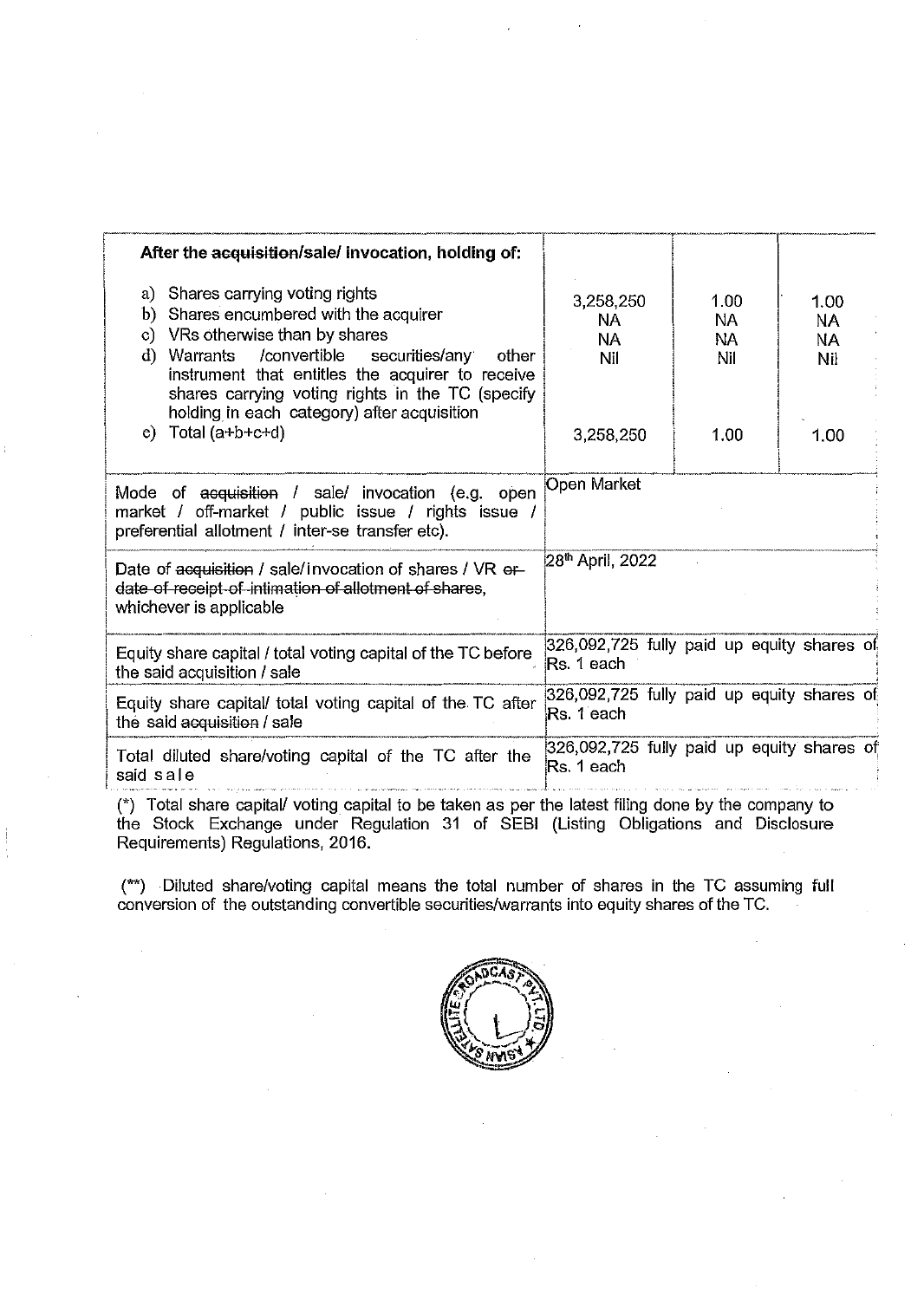| After the ~~acquisition~~/sale/ invocation, holding of: | | | |
|---|---|---|---|
| a) Shares carrying voting rights<br>b) Shares encumbered with the acquirer<br>c) VRs otherwise than by shares<br>d) Warrants /convertible securities/any other instrument that entitles the acquirer to receive shares carrying voting rights in the TC (specify holding in each category) after acquisition<br>e) Total (a+b+c+d) | 3,258,250<br>NA<br>NA<br>Nil<br><br>3,258,250 | 1.00<br>NA<br>NA<br>Nil<br><br>1.00 | 1.00<br>NA<br>NA<br>Nil<br><br>1.00 |
| Mode of ~~acquisition~~ / sale/ invocation (e.g. open market / off-market / public issue / rights issue / preferential allotment / inter-se transfer etc). | Open Market | | |
| Date of ~~acquisition~~ / sale/invocation of shares / VR ~~or date of receipt of intimation of allotment of shares~~, whichever is applicable | 28th April, 2022 | | |
| Equity share capital / total voting capital of the TC before the said acquisition / sale | 326,092,725 fully paid up equity shares of Rs. 1 each | | |
| Equity share capital/ total voting capital of the TC after the said ~~acquisition~~ / sale | 326,092,725 fully paid up equity shares of Rs. 1 each | | |
| Total diluted share/voting capital of the TC after the said sale | 326,092,725 fully paid up equity shares of Rs. 1 each | | |

(*) Total share capital/ voting capital to be taken as per the latest filing done by the company to the Stock Exchange under Regulation 31 of SEBI (Listing Obligations and Disclosure Requirements) Regulations, 2016.

(**) Diluted share/voting capital means the total number of shares in the TC assuming full conversion of the outstanding convertible securities/warrants into equity shares of the TC.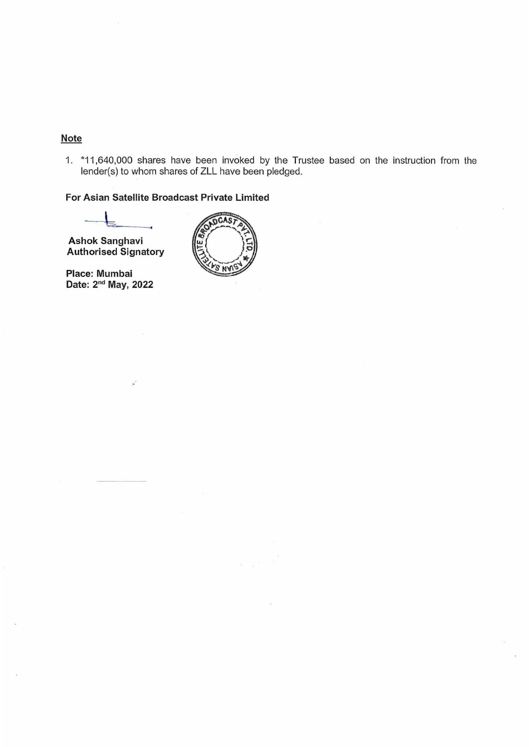**Note**

1. *11,640,000 shares have been invoked by the Trustee based on the instruction from the lender(s) to whom shares of ZLL have been pledged.

**For Asian Satellite Broadcast Private Limited**

**Ashok Sanghavi**
**Authorised Signatory**

**Place: Mumbai**
**Date: 2nd May, 2022**